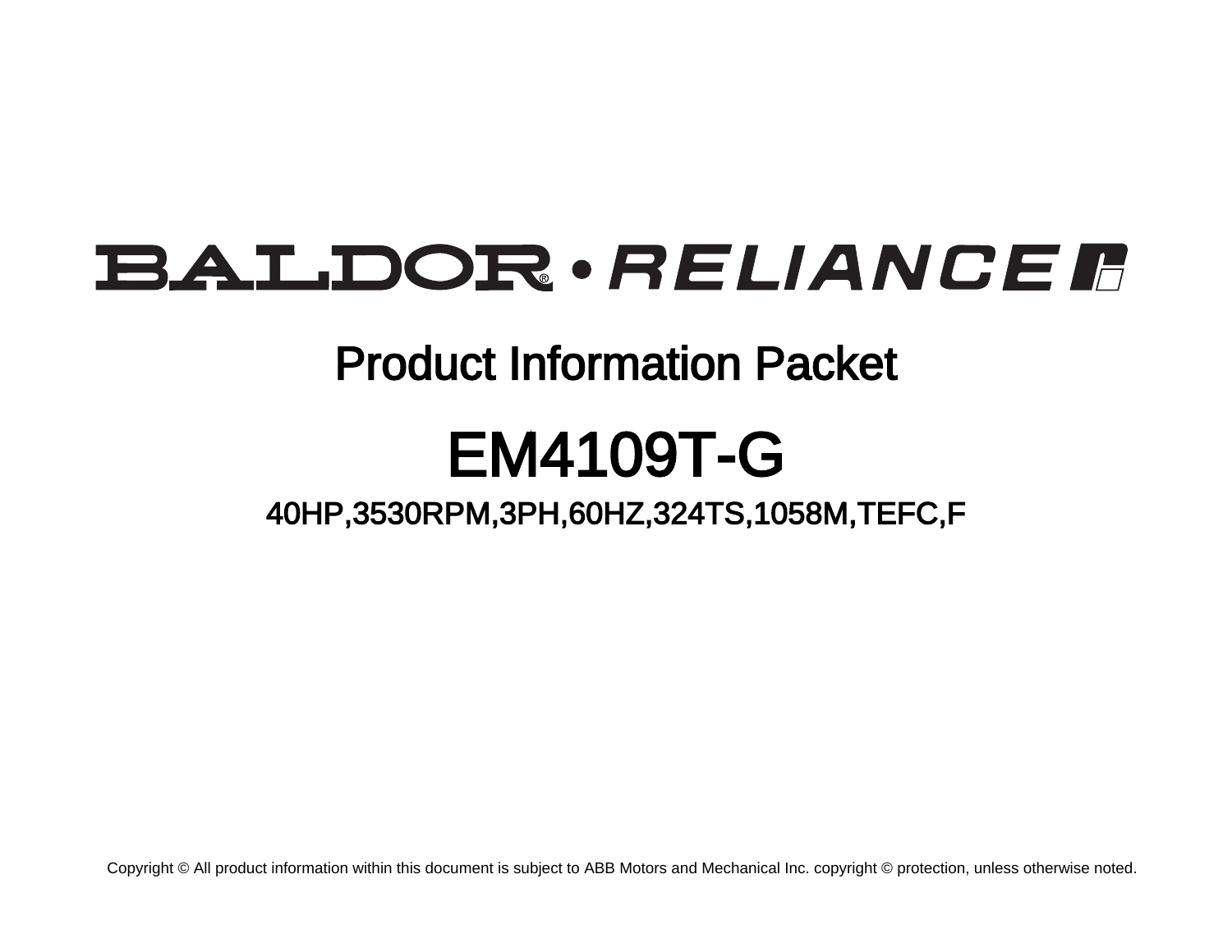# BALDOR • RELIANCE

## Product Information Packet

# EM4109T-G

### 40HP,3530RPM,3PH,60HZ,324TS,1058M,TEFC,F

Copyright © All product information within this document is subject to ABB Motors and Mechanical Inc. copyright © protection, unless otherwise noted.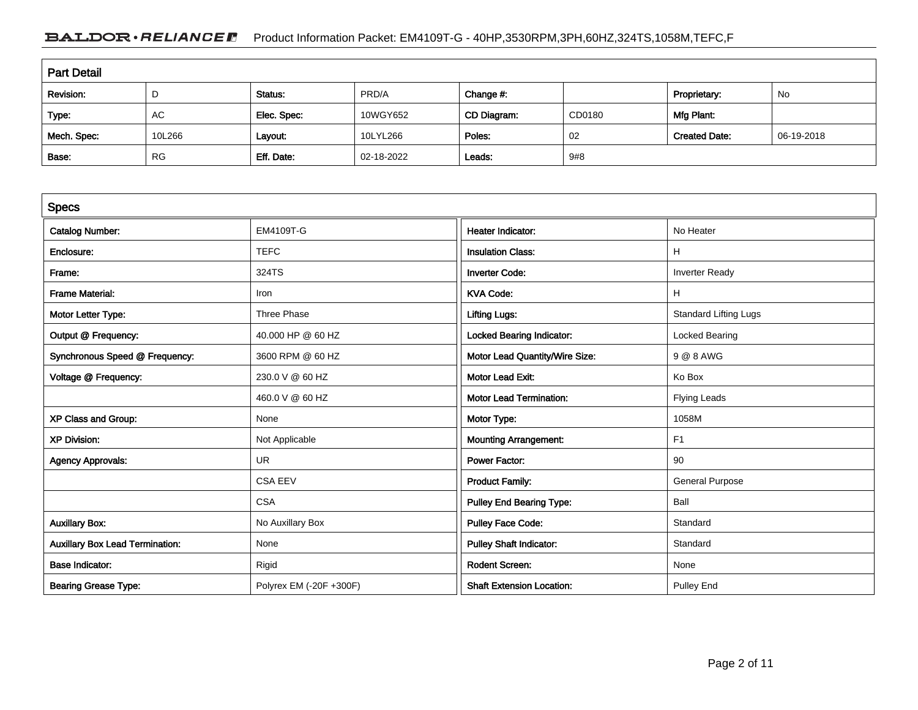## Part Detail

| Revision: | D | Status: | PRD/A | Change #: | | Proprietary: | No |
|---|---|---|---|---|---|---|---|
| Type: | AC | Elec. Spec: | 10WGY652 | CD Diagram: | CD0180 | Mfg Plant: | |
| Mech. Spec: | 10L266 | Layout: | 10LYL266 | Poles: | 02 | Created Date: | 06-19-2018 |
| Base: | RG | Eff. Date: | 02-18-2022 | Leads: | 9#8 | | |

## Specs

| | | | |
|---|---|---|---|
| Catalog Number: | EM4109T-G | Heater Indicator: | No Heater |
| Enclosure: | TEFC | Insulation Class: | H |
| Frame: | 324TS | Inverter Code: | Inverter Ready |
| Frame Material: | Iron | KVA Code: | H |
| Motor Letter Type: | Three Phase | Lifting Lugs: | Standard Lifting Lugs |
| Output @ Frequency: | 40.000 HP @ 60 HZ | Locked Bearing Indicator: | Locked Bearing |
| Synchronous Speed @ Frequency: | 3600 RPM @ 60 HZ | Motor Lead Quantity/Wire Size: | 9 @ 8 AWG |
| Voltage @ Frequency: | 230.0 V @ 60 HZ | Motor Lead Exit: | Ko Box |
| | 460.0 V @ 60 HZ | Motor Lead Termination: | Flying Leads |
| XP Class and Group: | None | Motor Type: | 1058M |
| XP Division: | Not Applicable | Mounting Arrangement: | F1 |
| Agency Approvals: | UR | Power Factor: | 90 |
| | CSA EEV | Product Family: | General Purpose |
| | CSA | Pulley End Bearing Type: | Ball |
| Auxillary Box: | No Auxillary Box | Pulley Face Code: | Standard |
| Auxillary Box Lead Termination: | None | Pulley Shaft Indicator: | Standard |
| Base Indicator: | Rigid | Rodent Screen: | None |
| Bearing Grease Type: | Polyrex EM (-20F +300F) | Shaft Extension Location: | Pulley End |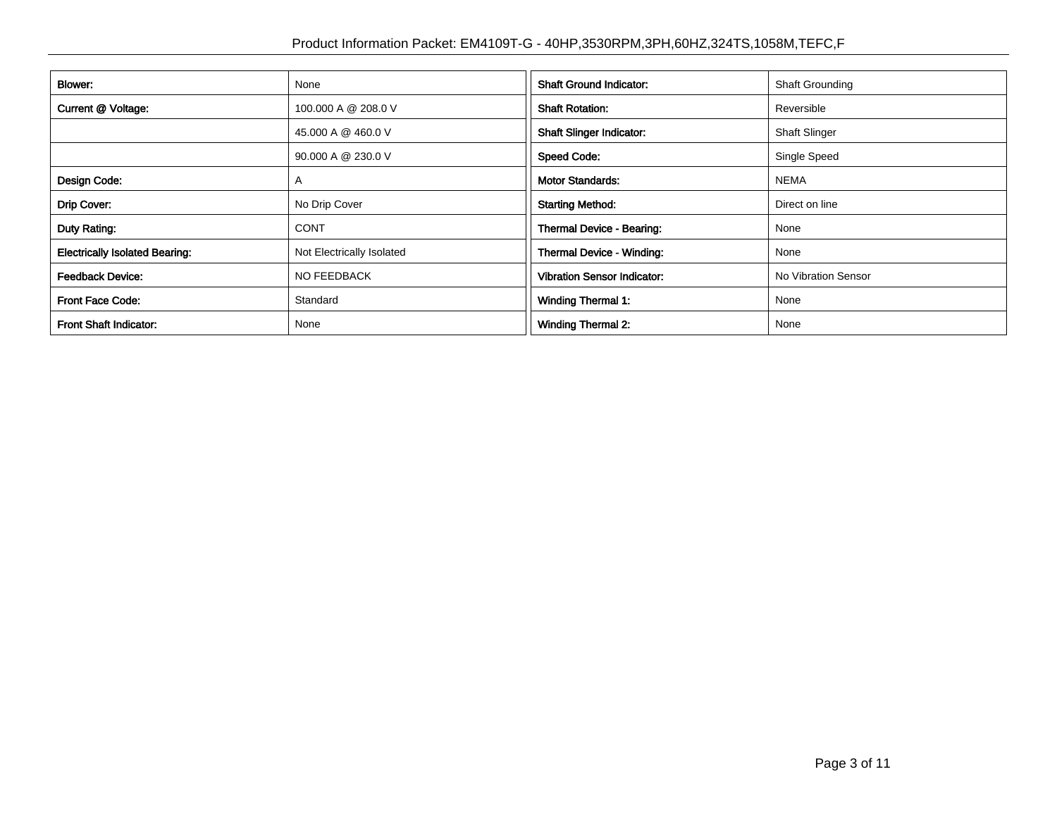| Blower: | None |
|---|---|
| Current @ Voltage: | 100.000 A @ 208.0 V |
| | 45.000 A @ 460.0 V |
| | 90.000 A @ 230.0 V |
| Design Code: | A |
| Drip Cover: | No Drip Cover |
| Duty Rating: | CONT |
| Electrically Isolated Bearing: | Not Electrically Isolated |
| Feedback Device: | NO FEEDBACK |
| Front Face Code: | Standard |
| Front Shaft Indicator: | None |

| Shaft Ground Indicator: | Shaft Grounding |
|---|---|
| Shaft Rotation: | Reversible |
| Shaft Slinger Indicator: | Shaft Slinger |
| Speed Code: | Single Speed |
| Motor Standards: | NEMA |
| Starting Method: | Direct on line |
| Thermal Device - Bearing: | None |
| Thermal Device - Winding: | None |
| Vibration Sensor Indicator: | No Vibration Sensor |
| Winding Thermal 1: | None |
| Winding Thermal 2: | None |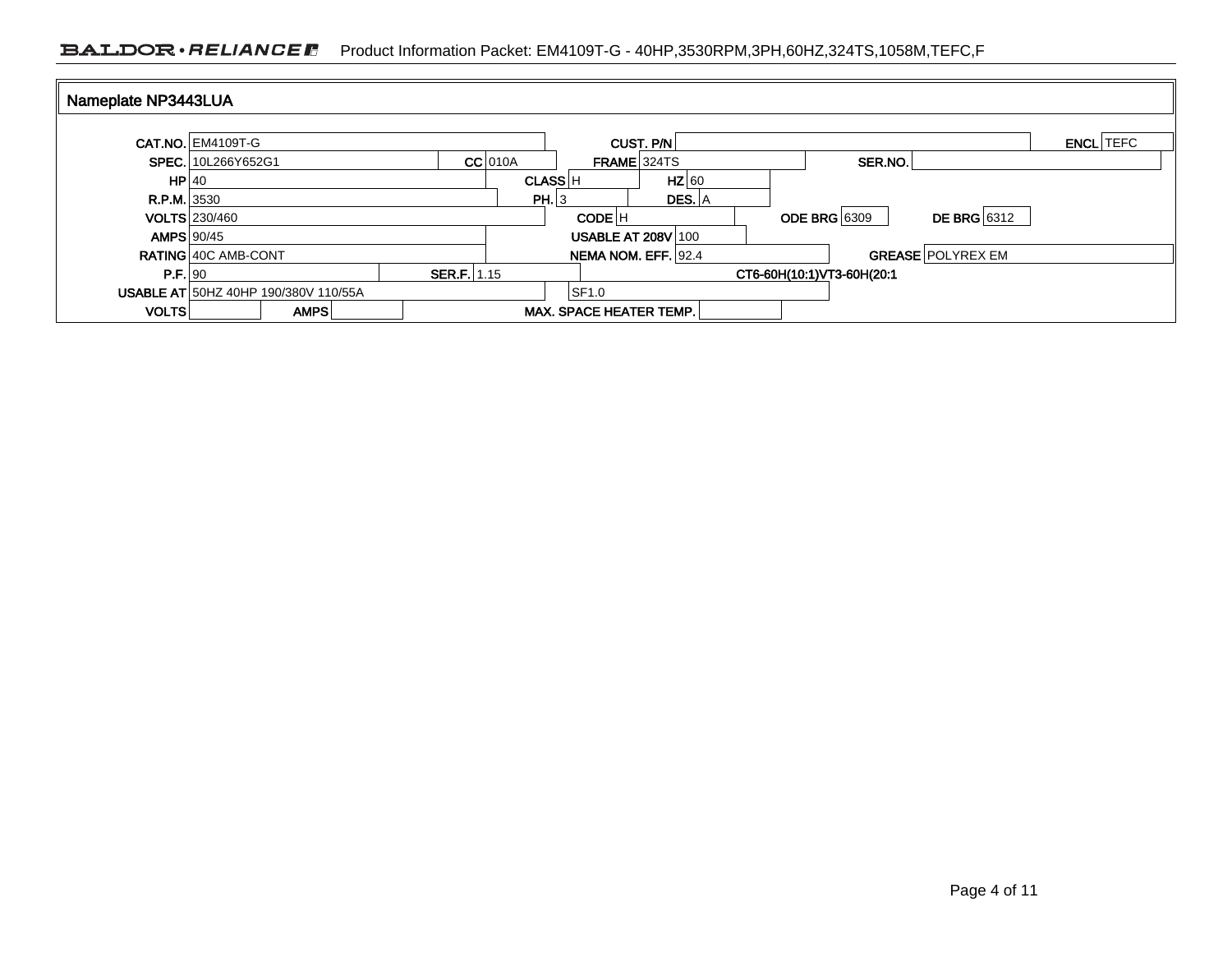## Nameplate NP3443LUA

| Field | Value | Field | Value | Field | Value | Field | Value |
|---|---|---|---|---|---|---|---|
| CAT.NO. | EM4109T-G | CUST. P/N | | ENCL | TEFC | | |
| SPEC. | 10L266Y652G1 | CC | 010A | FRAME | 324TS | SER.NO. | |
| HP | 40 | CLASS | H | HZ | 60 | | |
| R.P.M. | 3530 | PH. | 3 | DES. | A | | |
| VOLTS | 230/460 | CODE | H | ODE BRG | 6309 | DE BRG | 6312 |
| AMPS | 90/45 | USABLE AT 208V | 100 | | | | |
| RATING | 40C AMB-CONT | NEMA NOM. EFF. | 92.4 | GREASE | POLYREX EM | | |
| P.F. | 90 | SER.F. | 1.15 | CT6-60H(10:1)VT3-60H(20:1 | | | |
| USABLE AT | 50HZ 40HP 190/380V 110/55A | | SF1.0 | | | | |
| VOLTS | | AMPS | | MAX. SPACE HEATER TEMP. | | | |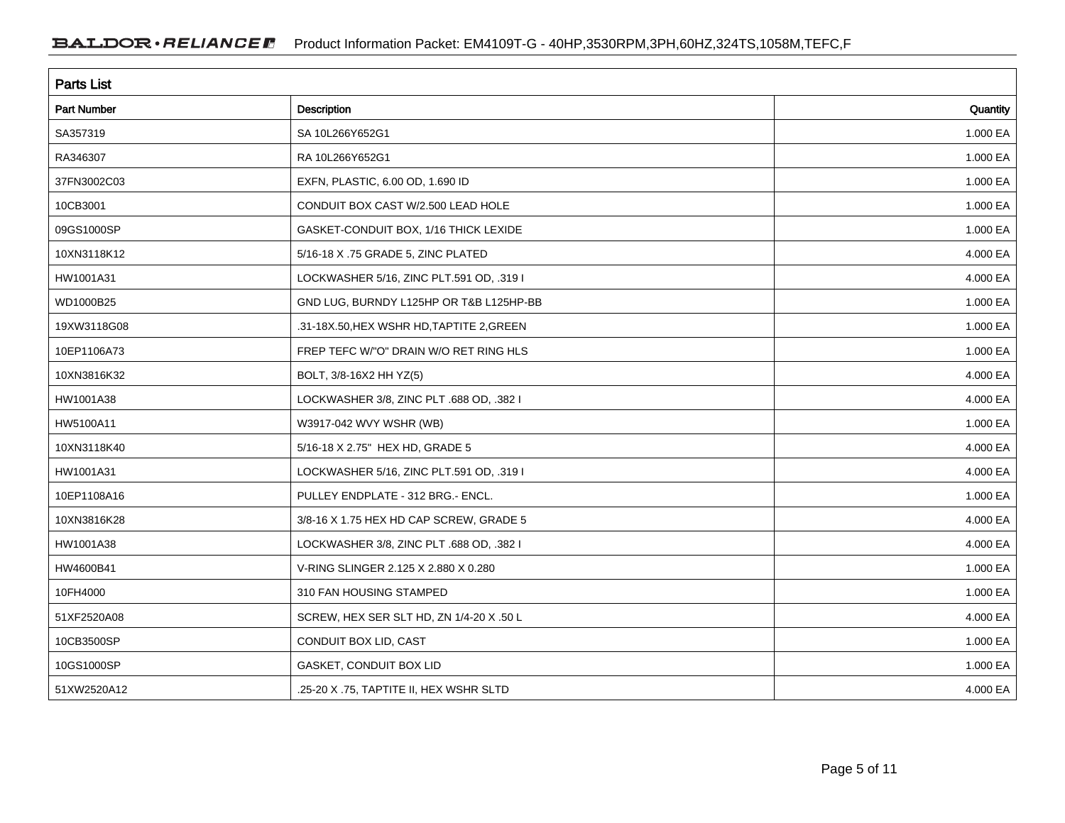## Parts List

| Part Number | Description | Quantity |
|---|---|---|
| SA357319 | SA 10L266Y652G1 | 1.000 EA |
| RA346307 | RA 10L266Y652G1 | 1.000 EA |
| 37FN3002C03 | EXFN, PLASTIC, 6.00 OD, 1.690 ID | 1.000 EA |
| 10CB3001 | CONDUIT BOX CAST W/2.500 LEAD HOLE | 1.000 EA |
| 09GS1000SP | GASKET-CONDUIT BOX, 1/16 THICK LEXIDE | 1.000 EA |
| 10XN3118K12 | 5/16-18 X .75 GRADE 5, ZINC PLATED | 4.000 EA |
| HW1001A31 | LOCKWASHER 5/16, ZINC PLT.591 OD, .319 I | 4.000 EA |
| WD1000B25 | GND LUG, BURNDY L125HP OR T&B L125HP-BB | 1.000 EA |
| 19XW3118G08 | .31-18X.50,HEX WSHR HD,TAPTITE 2,GREEN | 1.000 EA |
| 10EP1106A73 | FREP TEFC W/"O" DRAIN W/O RET RING HLS | 1.000 EA |
| 10XN3816K32 | BOLT, 3/8-16X2 HH YZ(5) | 4.000 EA |
| HW1001A38 | LOCKWASHER 3/8, ZINC PLT .688 OD, .382 I | 4.000 EA |
| HW5100A11 | W3917-042 WVY WSHR (WB) | 1.000 EA |
| 10XN3118K40 | 5/16-18 X 2.75" HEX HD, GRADE 5 | 4.000 EA |
| HW1001A31 | LOCKWASHER 5/16, ZINC PLT.591 OD, .319 I | 4.000 EA |
| 10EP1108A16 | PULLEY ENDPLATE - 312 BRG.- ENCL. | 1.000 EA |
| 10XN3816K28 | 3/8-16 X 1.75 HEX HD CAP SCREW, GRADE 5 | 4.000 EA |
| HW1001A38 | LOCKWASHER 3/8, ZINC PLT .688 OD, .382 I | 4.000 EA |
| HW4600B41 | V-RING SLINGER 2.125 X 2.880 X 0.280 | 1.000 EA |
| 10FH4000 | 310 FAN HOUSING STAMPED | 1.000 EA |
| 51XF2520A08 | SCREW, HEX SER SLT HD, ZN 1/4-20 X .50 L | 4.000 EA |
| 10CB3500SP | CONDUIT BOX LID, CAST | 1.000 EA |
| 10GS1000SP | GASKET, CONDUIT BOX LID | 1.000 EA |
| 51XW2520A12 | .25-20 X .75, TAPTITE II, HEX WSHR SLTD | 4.000 EA |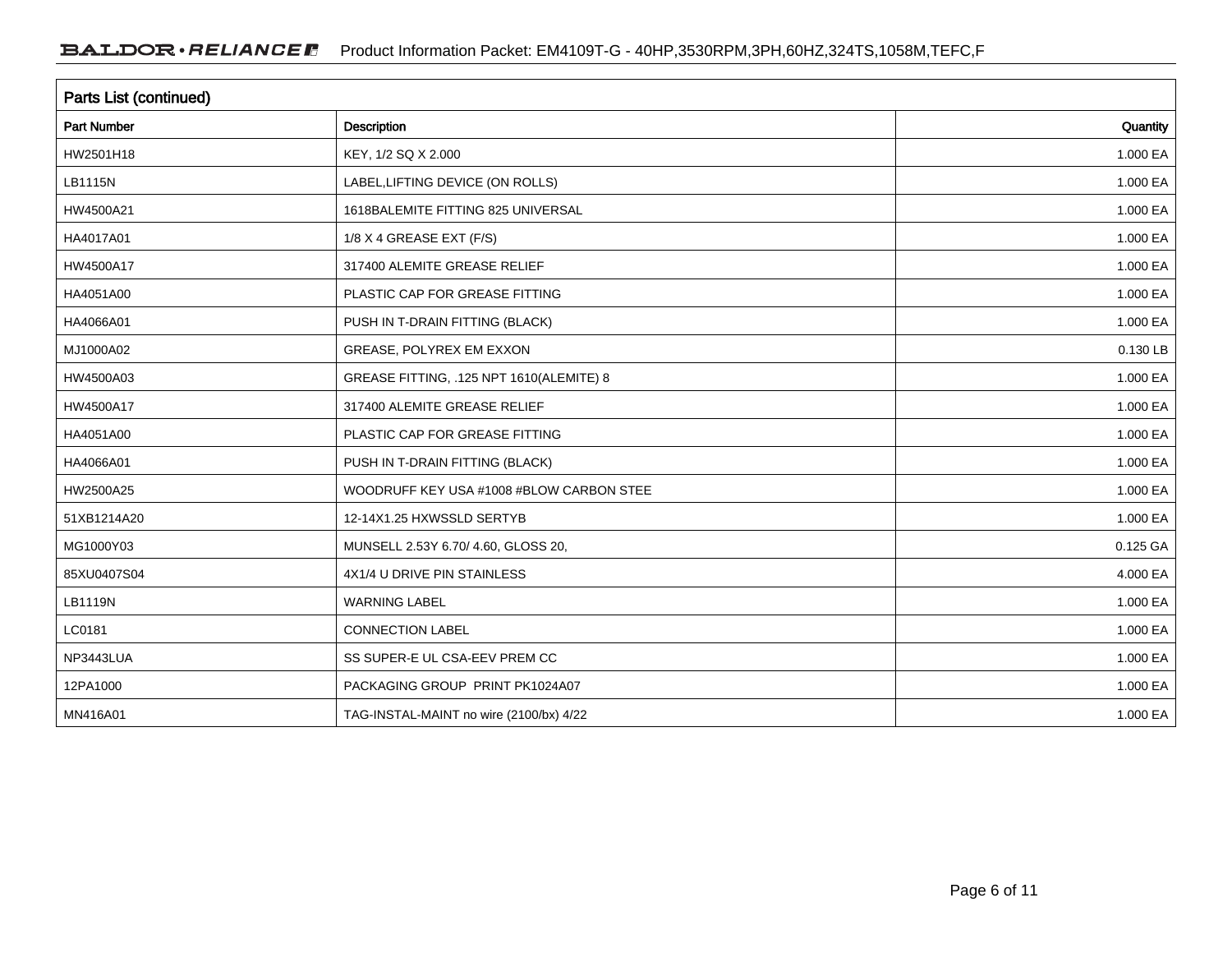## Parts List (continued)

| Part Number | Description | Quantity |
|---|---|---|
| HW2501H18 | KEY, 1/2 SQ X 2.000 | 1.000 EA |
| LB1115N | LABEL,LIFTING DEVICE (ON ROLLS) | 1.000 EA |
| HW4500A21 | 1618BALEMITE FITTING 825 UNIVERSAL | 1.000 EA |
| HA4017A01 | 1/8 X 4 GREASE EXT (F/S) | 1.000 EA |
| HW4500A17 | 317400 ALEMITE GREASE RELIEF | 1.000 EA |
| HA4051A00 | PLASTIC CAP FOR GREASE FITTING | 1.000 EA |
| HA4066A01 | PUSH IN T-DRAIN FITTING (BLACK) | 1.000 EA |
| MJ1000A02 | GREASE, POLYREX EM EXXON | 0.130 LB |
| HW4500A03 | GREASE FITTING, .125 NPT 1610(ALEMITE) 8 | 1.000 EA |
| HW4500A17 | 317400 ALEMITE GREASE RELIEF | 1.000 EA |
| HA4051A00 | PLASTIC CAP FOR GREASE FITTING | 1.000 EA |
| HA4066A01 | PUSH IN T-DRAIN FITTING (BLACK) | 1.000 EA |
| HW2500A25 | WOODRUFF KEY USA #1008 #BLOW CARBON STEE | 1.000 EA |
| 51XB1214A20 | 12-14X1.25 HXWSSLD SERTYB | 1.000 EA |
| MG1000Y03 | MUNSELL 2.53Y 6.70/ 4.60, GLOSS 20, | 0.125 GA |
| 85XU0407S04 | 4X1/4 U DRIVE PIN STAINLESS | 4.000 EA |
| LB1119N | WARNING LABEL | 1.000 EA |
| LC0181 | CONNECTION LABEL | 1.000 EA |
| NP3443LUA | SS SUPER-E UL CSA-EEV PREM CC | 1.000 EA |
| 12PA1000 | PACKAGING GROUP PRINT PK1024A07 | 1.000 EA |
| MN416A01 | TAG-INSTAL-MAINT no wire (2100/bx) 4/22 | 1.000 EA |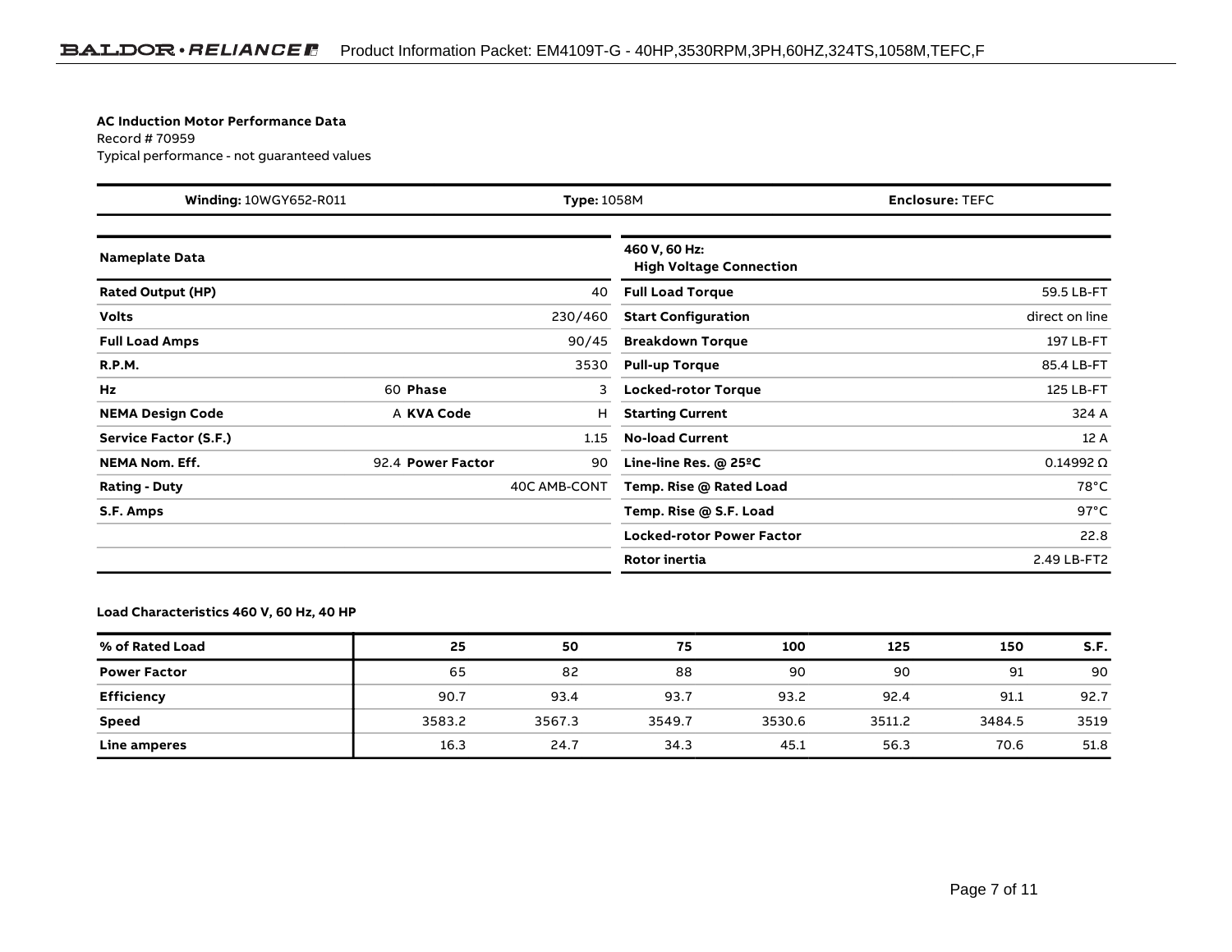**AC Induction Motor Performance Data**
Record # 70959
Typical performance - not guaranteed values

| **Winding:** 10WGY652-R011 | **Type:** 1058M | **Enclosure:** TEFC |
|---|---|---|

| **Nameplate Data** | | | | **460 V, 60 Hz: High Voltage Connection** | |
|---|---|---|---|---|---|
| **Rated Output (HP)** | | | 40 | **Full Load Torque** | 59.5 LB-FT |
| **Volts** | | | 230/460 | **Start Configuration** | direct on line |
| **Full Load Amps** | | | 90/45 | **Breakdown Torque** | 197 LB-FT |
| **R.P.M.** | | | 3530 | **Pull-up Torque** | 85.4 LB-FT |
| **Hz** | 60 | **Phase** | 3 | **Locked-rotor Torque** | 125 LB-FT |
| **NEMA Design Code** | A | **KVA Code** | H | **Starting Current** | 324 A |
| **Service Factor (S.F.)** | | | 1.15 | **No-load Current** | 12 A |
| **NEMA Nom. Eff.** | 92.4 | **Power Factor** | 90 | **Line-line Res. @ 25ºC** | 0.14992 Ω |
| **Rating - Duty** | | | 40C AMB-CONT | **Temp. Rise @ Rated Load** | 78°C |
| **S.F. Amps** | | | | **Temp. Rise @ S.F. Load** | 97°C |
| | | | | **Locked-rotor Power Factor** | 22.8 |
| | | | | **Rotor inertia** | 2.49 LB-FT2 |

**Load Characteristics 460 V, 60 Hz, 40 HP**

| **% of Rated Load** | **25** | **50** | **75** | **100** | **125** | **150** | **S.F.** |
|---|---|---|---|---|---|---|---|
| **Power Factor** | 65 | 82 | 88 | 90 | 90 | 91 | 90 |
| **Efficiency** | 90.7 | 93.4 | 93.7 | 93.2 | 92.4 | 91.1 | 92.7 |
| **Speed** | 3583.2 | 3567.3 | 3549.7 | 3530.6 | 3511.2 | 3484.5 | 3519 |
| **Line amperes** | 16.3 | 24.7 | 34.3 | 45.1 | 56.3 | 70.6 | 51.8 |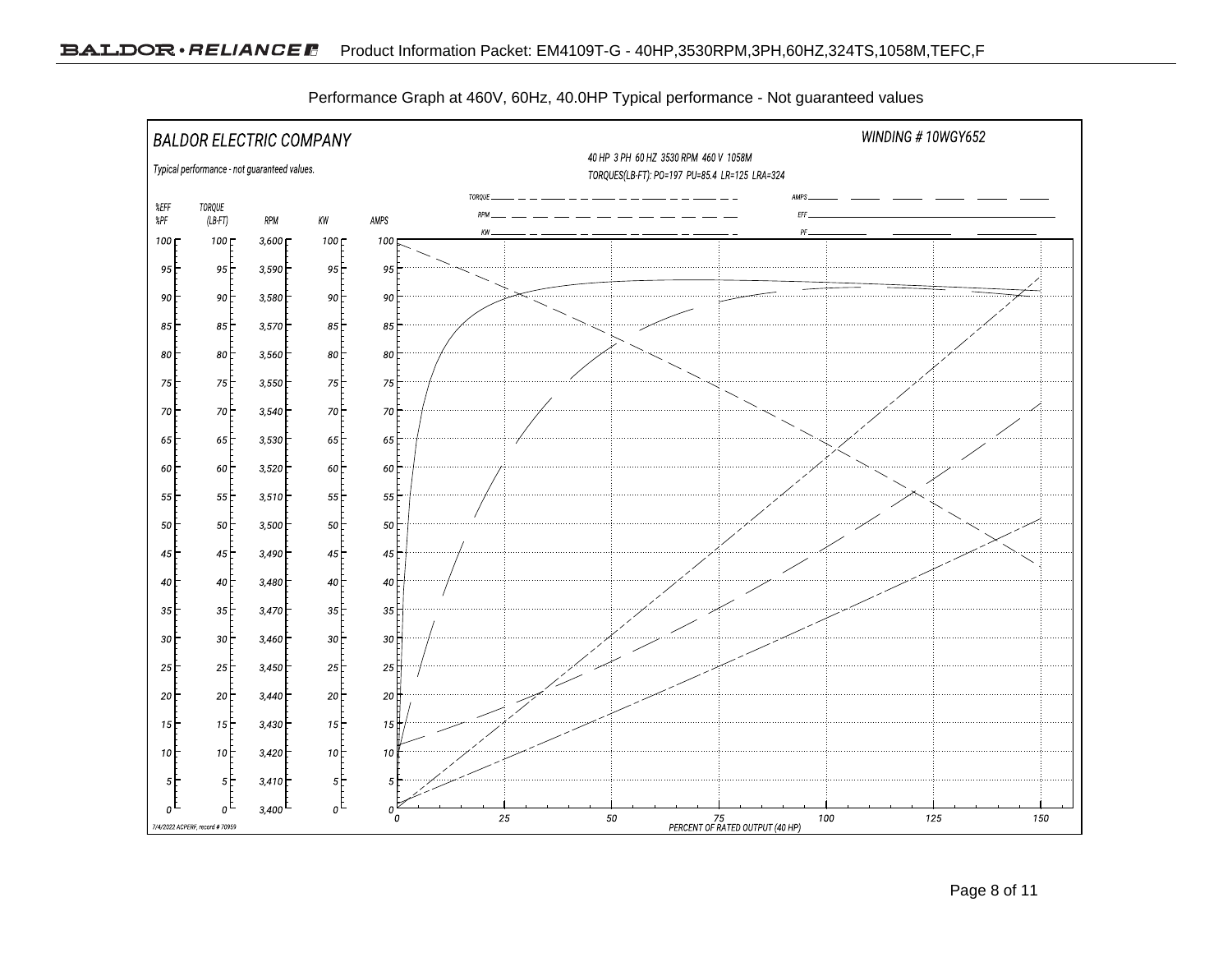Performance Graph at 460V, 60Hz, 40.0HP Typical performance - Not guaranteed values

BALDOR ELECTRIC COMPANY

WINDING # 10WGY652

Typical performance - not guaranteed values.

40 HP 3 PH 60 HZ 3530 RPM 460 V 1058M

TORQUES(LB-FT): PO=197 PU=85.4 LR=125 LRA=324

Legend: TORQUE, RPM, KW, AMPS, EFF, PF

Axes: %EFF / %PF, TORQUE (LB-FT), RPM, KW, AMPS (0–100; RPM 3,400–3,600) vs. PERCENT OF RATED OUTPUT (40 HP) (0–150)

7/4/2022 ACPERF, record # 70959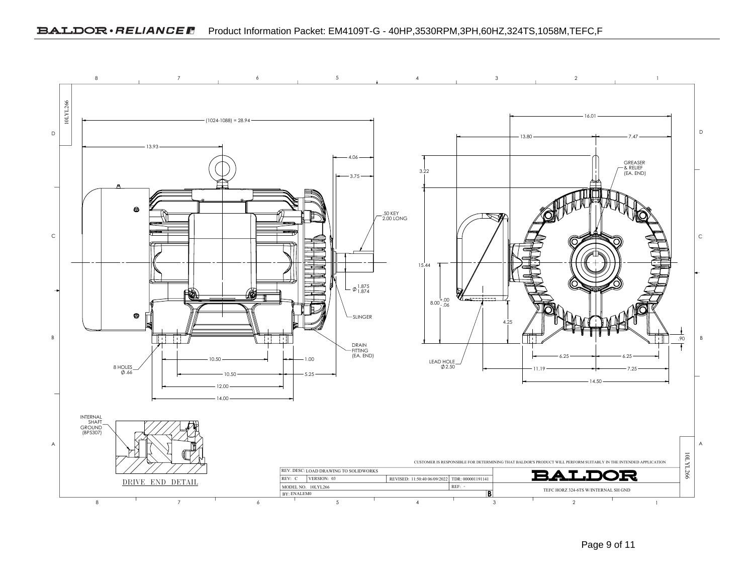BALDOR • RELIANCE Product Information Packet: EM4109T-G - 40HP,3530RPM,3PH,60HZ,324TS,1058M,TEFC,F

(1024-1088) = 28.94

13.93

4.06

3.75

.50 KEY
2.00 LONG

Ø 1.875 / 1.874

SLINGER

DRAIN FITTING (EA. END)

8 HOLES Ø .66

10.50

1.00

10.50

5.25

12.00

14.00

16.01

13.80

7.47

GREASER & RELIEF (EA. END)

3.22

15.44

8.00 +.00 / -.06

4.25

LEAD HOLE Ø 2.50

6.25

6.25

.90

11.19

7.25

14.50

INTERNAL SHAFT GROUND (BP5307)

DRIVE END DETAIL

CUSTOMER IS RESPONSIBLE FOR DETERMINING THAT BALDOR'S PRODUCT WILL PERFORM SUITABLY IN THE INTENDED APPLICATION

| REV. DESC: LOAD DRAWING TO SOLIDWORKS | | | |
|---|---|---|---|
| REV: C | VERSION: 03 | REVISED: 11:50:40 06/09/2022 | TDR: 000001191141 |
| MODEL NO. 10LYL266 | | | REF: - |
| BY: ENALEM0 | | | B |

BALDOR

TEFC HORZ 324-6TS W/INTERNAL SH GND

10LYL266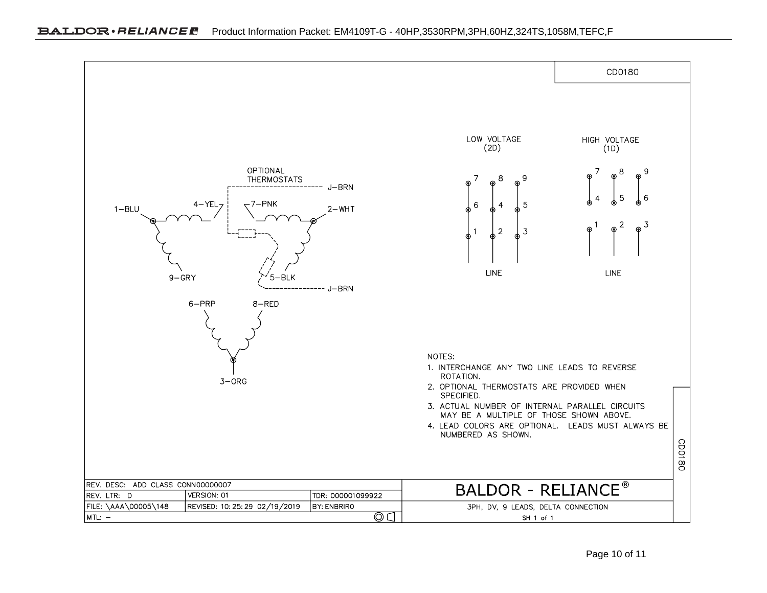CD0180

OPTIONAL THERMOSTATS

J–BRN

1–BLU 4–YEL 7–PNK 2–WHT

9–GRY 5–BLK

J–BRN

6–PRP 8–RED

3–ORG

LOW VOLTAGE (2D)

7 8 9
6 4 5
1 2 3

LINE

HIGH VOLTAGE (1D)

7 8 9
4 5 6
1 2 3

LINE

NOTES:

1. INTERCHANGE ANY TWO LINE LEADS TO REVERSE ROTATION.
2. OPTIONAL THERMOSTATS ARE PROVIDED WHEN SPECIFIED.
3. ACTUAL NUMBER OF INTERNAL PARALLEL CIRCUITS MAY BE A MULTIPLE OF THOSE SHOWN ABOVE.
4. LEAD COLORS ARE OPTIONAL. LEADS MUST ALWAYS BE NUMBERED AS SHOWN.

| REV. DESC: ADD CLASS CONN00000007 | | | BALDOR - RELIANCE® |
|---|---|---|---|
| REV. LTR: D | VERSION: 01 | TDR: 000001099922 | |
| FILE: \AAA\00005\148 | REVISED: 10:25:29 02/19/2019 | BY: ENBRIRO | 3PH, DV, 9 LEADS, DELTA CONNECTION |
| MTL: – | | | SH 1 of 1 |

CD0180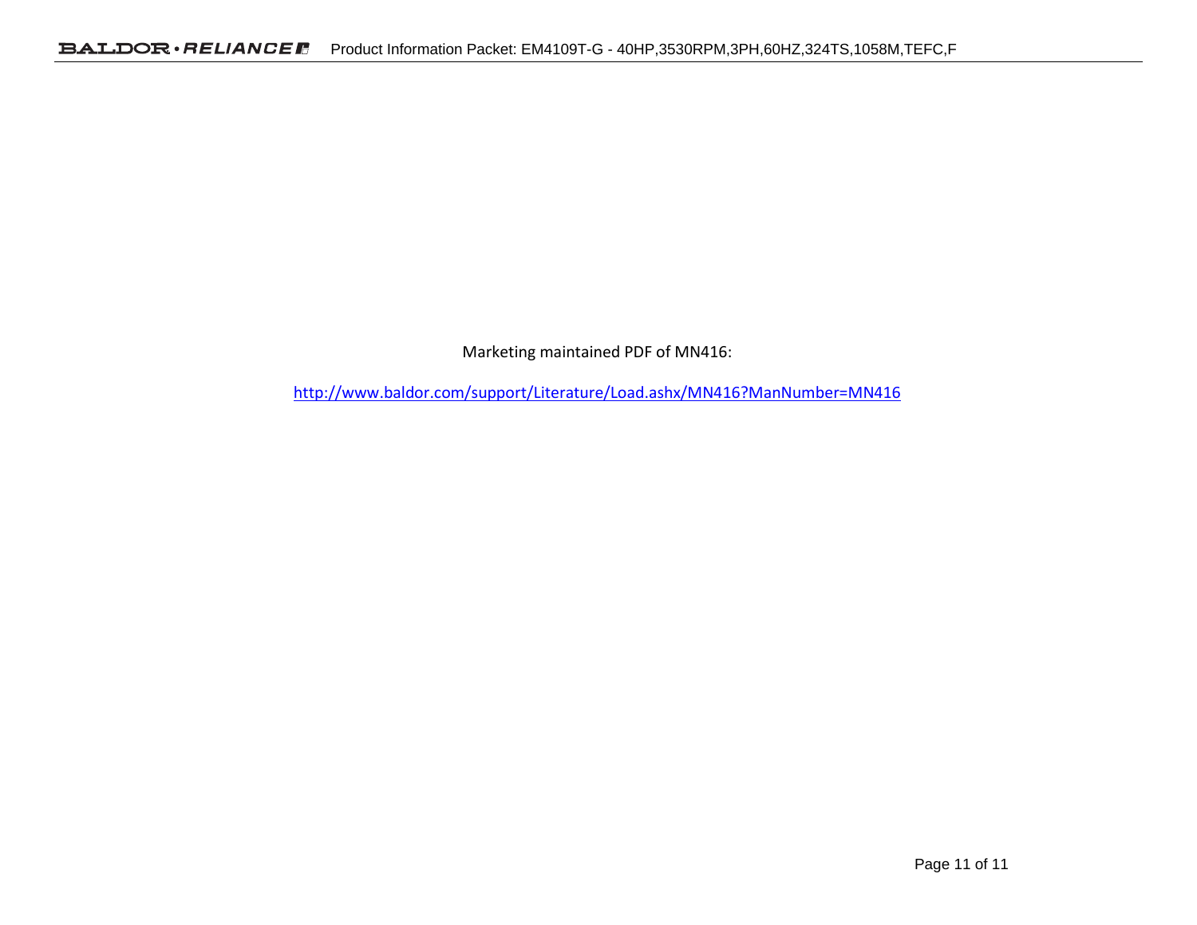Marketing maintained PDF of MN416:

http://www.baldor.com/support/Literature/Load.ashx/MN416?ManNumber=MN416